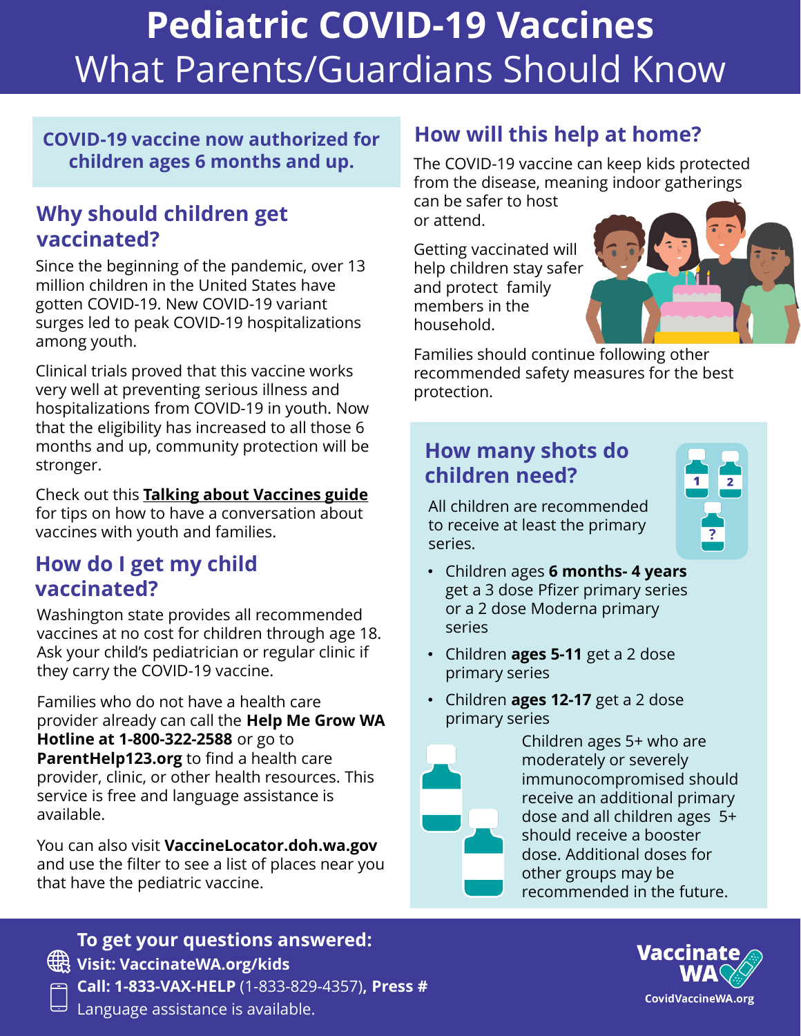# Pediatric COVID-19 Vaccines
## What Parents/Guardians Should Know

**COVID-19 vaccine now authorized for children ages 6 months and up.**

## Why should children get vaccinated?

Since the beginning of the pandemic, over 13 million children in the United States have gotten COVID-19. New COVID-19 variant surges led to peak COVID-19 hospitalizations among youth.

Clinical trials proved that this vaccine works very well at preventing serious illness and hospitalizations from COVID-19 in youth. Now that the eligibility has increased to all those 6 months and up, community protection will be stronger.

Check out this **Talking about Vaccines guide** for tips on how to have a conversation about vaccines with youth and families.

## How do I get my child vaccinated?

Washington state provides all recommended vaccines at no cost for children through age 18. Ask your child's pediatrician or regular clinic if they carry the COVID-19 vaccine.

Families who do not have a health care provider already can call the **Help Me Grow WA Hotline at 1-800-322-2588** or go to **ParentHelp123.org** to find a health care provider, clinic, or other health resources. This service is free and language assistance is available.

You can also visit **VaccineLocator.doh.wa.gov** and use the filter to see a list of places near you that have the pediatric vaccine.

## How will this help at home?

The COVID-19 vaccine can keep kids protected from the disease, meaning indoor gatherings can be safer to host or attend.

Getting vaccinated will help children stay safer and protect family members in the household.

Families should continue following other recommended safety measures for the best protection.

## How many shots do children need?

All children are recommended to receive at least the primary series.

- Children ages **6 months- 4 years** get a 3 dose Pfizer primary series or a 2 dose Moderna primary series
- Children **ages 5-11** get a 2 dose primary series
- Children **ages 12-17** get a 2 dose primary series

Children ages 5+ who are moderately or severely immunocompromised should receive an additional primary dose and all children ages 5+ should receive a booster dose. Additional doses for other groups may be recommended in the future.

**To get your questions answered:**

**Visit: VaccinateWA.org/kids**

**Call: 1-833-VAX-HELP** (1-833-829-4357), **Press #**

Language assistance is available.

**Vaccinate WA**

**CovidVaccineWA.org**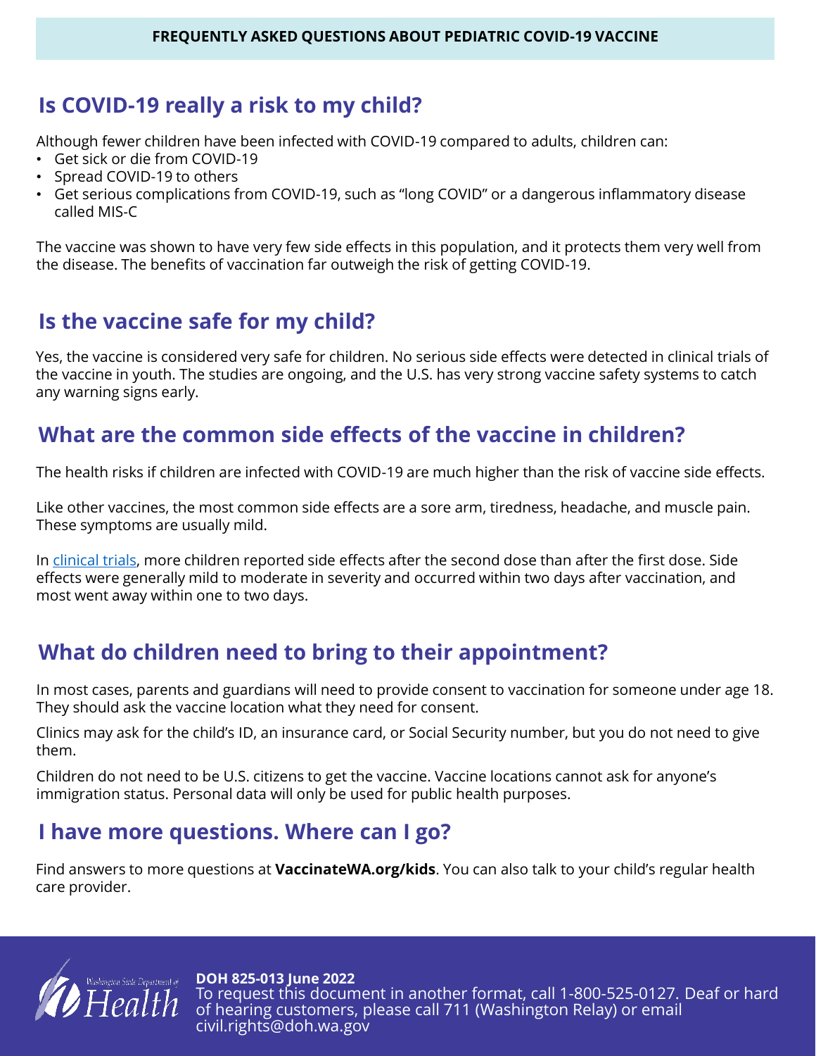**FREQUENTLY ASKED QUESTIONS ABOUT PEDIATRIC COVID-19 VACCINE**

## Is COVID-19 really a risk to my child?

Although fewer children have been infected with COVID-19 compared to adults, children can:

- Get sick or die from COVID-19
- Spread COVID-19 to others
- Get serious complications from COVID-19, such as "long COVID" or a dangerous inflammatory disease called MIS-C

The vaccine was shown to have very few side effects in this population, and it protects them very well from the disease. The benefits of vaccination far outweigh the risk of getting COVID-19.

## Is the vaccine safe for my child?

Yes, the vaccine is considered very safe for children. No serious side effects were detected in clinical trials of the vaccine in youth. The studies are ongoing, and the U.S. has very strong vaccine safety systems to catch any warning signs early.

## What are the common side effects of the vaccine in children?

The health risks if children are infected with COVID-19 are much higher than the risk of vaccine side effects.

Like other vaccines, the most common side effects are a sore arm, tiredness, headache, and muscle pain. These symptoms are usually mild.

In clinical trials, more children reported side effects after the second dose than after the first dose. Side effects were generally mild to moderate in severity and occurred within two days after vaccination, and most went away within one to two days.

## What do children need to bring to their appointment?

In most cases, parents and guardians will need to provide consent to vaccination for someone under age 18. They should ask the vaccine location what they need for consent.

Clinics may ask for the child's ID, an insurance card, or Social Security number, but you do not need to give them.

Children do not need to be U.S. citizens to get the vaccine. Vaccine locations cannot ask for anyone's immigration status. Personal data will only be used for public health purposes.

## I have more questions. Where can I go?

Find answers to more questions at **VaccinateWA.org/kids**. You can also talk to your child's regular health care provider.

Washington State Department of Health

**DOH 825-013 June 2022**
To request this document in another format, call 1-800-525-0127. Deaf or hard of hearing customers, please call 711 (Washington Relay) or email civil.rights@doh.wa.gov